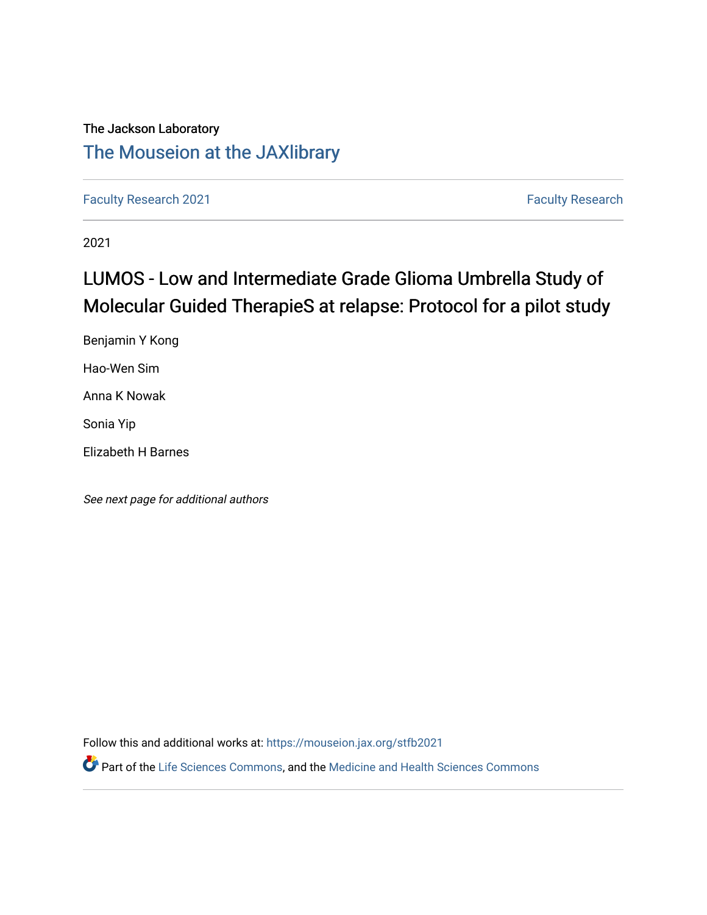The Jackson Laboratory

## The Mouseion at the JAXlibrary

Faculty Research 2021 | Faculty Research

2021

# LUMOS - Low and Intermediate Grade Glioma Umbrella Study of Molecular Guided TherapieS at relapse: Protocol for a pilot study

Benjamin Y Kong

Hao-Wen Sim

Anna K Nowak

Sonia Yip

Elizabeth H Barnes

*See next page for additional authors*

Follow this and additional works at: https://mouseion.jax.org/stfb2021

Part of the Life Sciences Commons, and the Medicine and Health Sciences Commons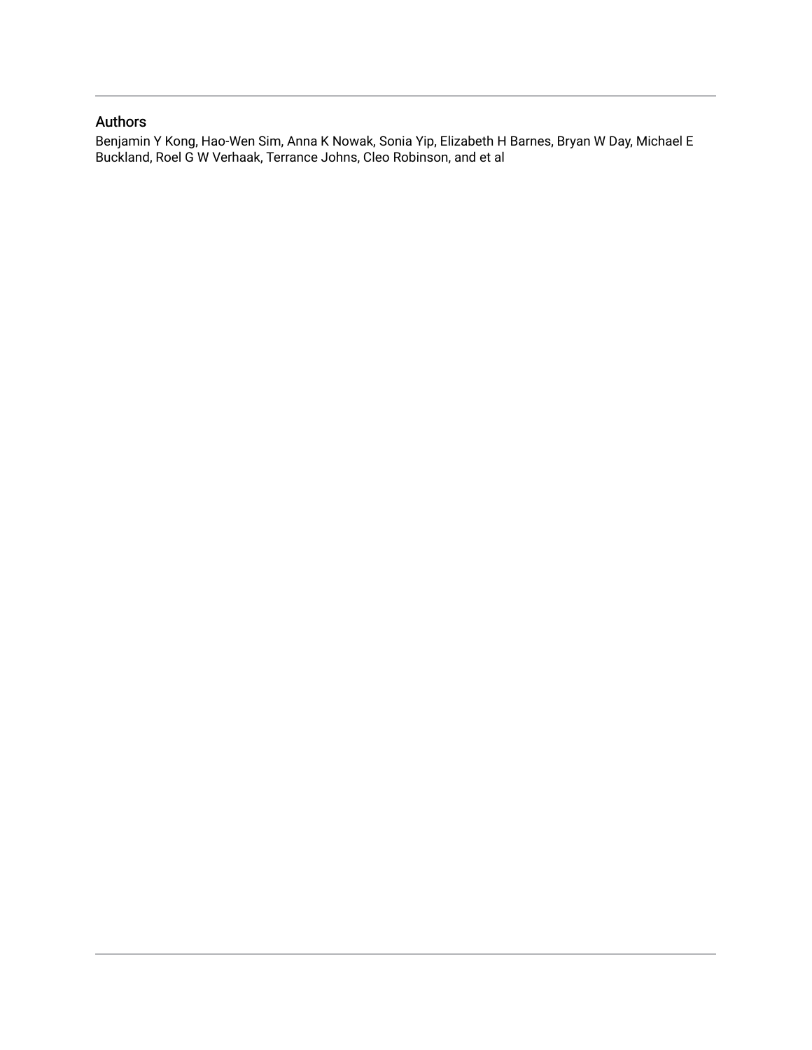## Authors

Benjamin Y Kong, Hao-Wen Sim, Anna K Nowak, Sonia Yip, Elizabeth H Barnes, Bryan W Day, Michael E Buckland, Roel G W Verhaak, Terrance Johns, Cleo Robinson, and et al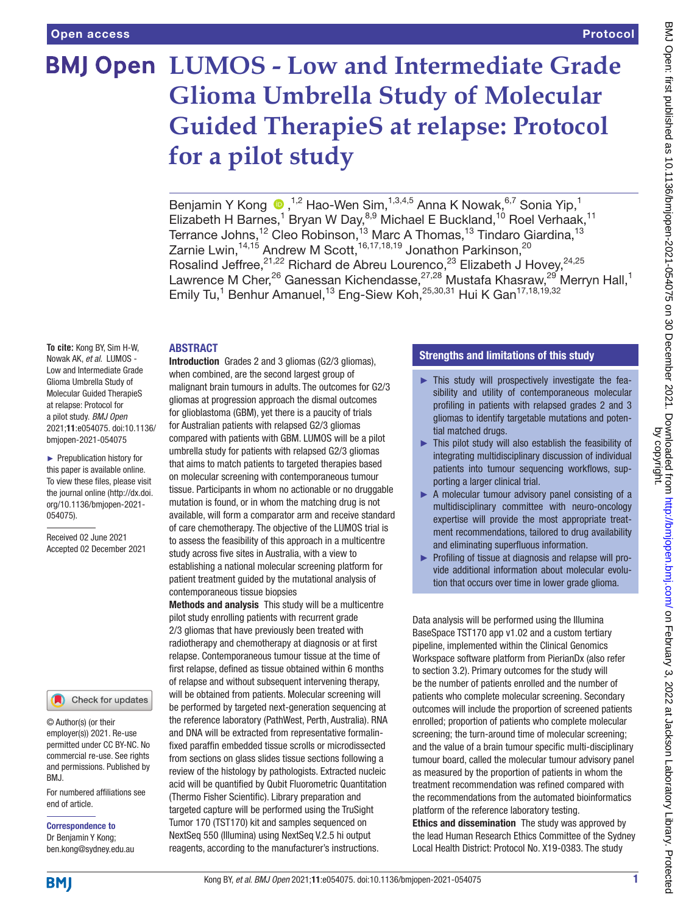# LUMOS - Low and Intermediate Grade Glioma Umbrella Study of Molecular Guided TherapieS at relapse: Protocol for a pilot study

Benjamin Y Kong,[1,2] Hao-Wen Sim,[1,3,4,5] Anna K Nowak,[6,7] Sonia Yip,[1] Elizabeth H Barnes,[1] Bryan W Day,[8,9] Michael E Buckland,[10] Roel Verhaak,[11] Terrance Johns,[12] Cleo Robinson,[13] Marc A Thomas,[13] Tindaro Giardina,[13] Zarnie Lwin,[14,15] Andrew M Scott,[16,17,18,19] Jonathon Parkinson,[20] Rosalind Jeffree,[21,22] Richard de Abreu Lourenco,[23] Elizabeth J Hovey,[24,25] Lawrence M Cher,[26] Ganessan Kichendasse,[27,28] Mustafa Khasraw,[29] Merryn Hall,[1] Emily Tu,[1] Benhur Amanuel,[13] Eng-Siew Koh,[25,30,31] Hui K Gan[17,18,19,32]

**To cite:** Kong BY, Sim H-W, Nowak AK, *et al*. LUMOS - Low and Intermediate Grade Glioma Umbrella Study of Molecular Guided TherapieS at relapse: Protocol for a pilot study. *BMJ Open* 2021;**11**:e054075. doi:10.1136/bmjopen-2021-054075

► Prepublication history for this paper is available online. To view these files, please visit the journal online (http://dx.doi.org/10.1136/bmjopen-2021-054075).

Received 02 June 2021
Accepted 02 December 2021

© Author(s) (or their employer(s)) 2021. Re-use permitted under CC BY-NC. No commercial re-use. See rights and permissions. Published by BMJ.

For numbered affiliations see end of article.

**Correspondence to**
Dr Benjamin Y Kong;
ben.kong@sydney.edu.au

## ABSTRACT

**Introduction** Grades 2 and 3 gliomas (G2/3 gliomas), when combined, are the second largest group of malignant brain tumours in adults. The outcomes for G2/3 gliomas at progression approach the dismal outcomes for glioblastoma (GBM), yet there is a paucity of trials for Australian patients with relapsed G2/3 gliomas compared with patients with GBM. LUMOS will be a pilot umbrella study for patients with relapsed G2/3 gliomas that aims to match patients to targeted therapies based on molecular screening with contemporaneous tumour tissue. Participants in whom no actionable or no druggable mutation is found, or in whom the matching drug is not available, will form a comparator arm and receive standard of care chemotherapy. The objective of the LUMOS trial is to assess the feasibility of this approach in a multicentre study across five sites in Australia, with a view to establishing a national molecular screening platform for patient treatment guided by the mutational analysis of contemporaneous tissue biopsies

**Methods and analysis** This study will be a multicentre pilot study enrolling patients with recurrent grade 2/3 gliomas that have previously been treated with radiotherapy and chemotherapy at diagnosis or at first relapse. Contemporaneous tumour tissue at the time of first relapse, defined as tissue obtained within 6 months of relapse and without subsequent intervening therapy, will be obtained from patients. Molecular screening will be performed by targeted next-generation sequencing at the reference laboratory (PathWest, Perth, Australia). RNA and DNA will be extracted from representative formalin-fixed paraffin embedded tissue scrolls or microdissected from sections on glass slides tissue sections following a review of the histology by pathologists. Extracted nucleic acid will be quantified by Qubit Fluorometric Quantitation (Thermo Fisher Scientific). Library preparation and targeted capture will be performed using the TruSight Tumor 170 (TST170) kit and samples sequenced on NextSeq 550 (Illumina) using NextSeq V.2.5 hi output reagents, according to the manufacturer's instructions. Data analysis will be performed using the Illumina BaseSpace TST170 app v1.02 and a custom tertiary pipeline, implemented within the Clinical Genomics Workspace software platform from PierianDx (also refer to section 3.2). Primary outcomes for the study will be the number of patients enrolled and the number of patients who complete molecular screening. Secondary outcomes will include the proportion of screened patients enrolled; proportion of patients who complete molecular screening; the turn-around time of molecular screening; and the value of a brain tumour specific multi-disciplinary tumour board, called the molecular tumour advisory panel as measured by the proportion of patients in whom the treatment recommendation was refined compared with the recommendations from the automated bioinformatics platform of the reference laboratory testing.

**Ethics and dissemination** The study was approved by the lead Human Research Ethics Committee of the Sydney Local Health District: Protocol No. X19-0383. The study

## Strengths and limitations of this study

- ► This study will prospectively investigate the feasibility and utility of contemporaneous molecular profiling in patients with relapsed grades 2 and 3 gliomas to identify targetable mutations and potential matched drugs.
- ► This pilot study will also establish the feasibility of integrating multidisciplinary discussion of individual patients into tumour sequencing workflows, supporting a larger clinical trial.
- ► A molecular tumour advisory panel consisting of a multidisciplinary committee with neuro-oncology expertise will provide the most appropriate treatment recommendations, tailored to drug availability and eliminating superfluous information.
- ► Profiling of tissue at diagnosis and relapse will provide additional information about molecular evolution that occurs over time in lower grade glioma.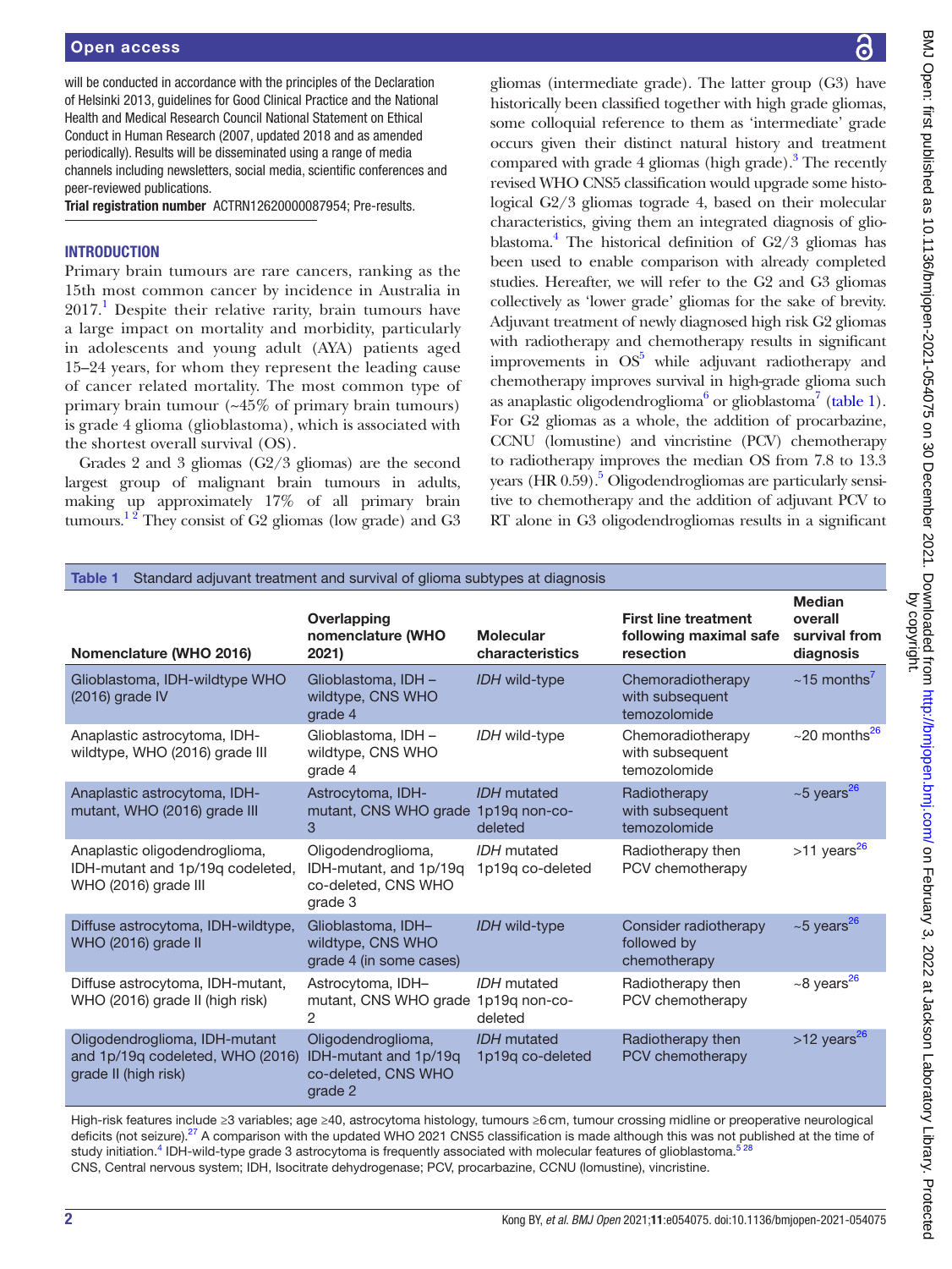will be conducted in accordance with the principles of the Declaration of Helsinki 2013, guidelines for Good Clinical Practice and the National Health and Medical Research Council National Statement on Ethical Conduct in Human Research (2007, updated 2018 and as amended periodically). Results will be disseminated using a range of media channels including newsletters, social media, scientific conferences and peer-reviewed publications.

**Trial registration number** ACTRN12620000087954; Pre-results.

## INTRODUCTION

Primary brain tumours are rare cancers, ranking as the 15th most common cancer by incidence in Australia in 2017.[1] Despite their relative rarity, brain tumours have a large impact on mortality and morbidity, particularly in adolescents and young adult (AYA) patients aged 15–24 years, for whom they represent the leading cause of cancer related mortality. The most common type of primary brain tumour (~45% of primary brain tumours) is grade 4 glioma (glioblastoma), which is associated with the shortest overall survival (OS).

Grades 2 and 3 gliomas (G2/3 gliomas) are the second largest group of malignant brain tumours in adults, making up approximately 17% of all primary brain tumours.[1,2] They consist of G2 gliomas (low grade) and G3 gliomas (intermediate grade). The latter group (G3) have historically been classified together with high grade gliomas, some colloquial reference to them as 'intermediate' grade occurs given their distinct natural history and treatment compared with grade 4 gliomas (high grade).[3] The recently revised WHO CNS5 classification would upgrade some histological G2/3 gliomas tograde 4, based on their molecular characteristics, giving them an integrated diagnosis of glioblastoma.[4] The historical definition of G2/3 gliomas has been used to enable comparison with already completed studies. Hereafter, we will refer to the G2 and G3 gliomas collectively as 'lower grade' gliomas for the sake of brevity. Adjuvant treatment of newly diagnosed high risk G2 gliomas with radiotherapy and chemotherapy results in significant improvements in OS[5] while adjuvant radiotherapy and chemotherapy improves survival in high-grade glioma such as anaplastic oligodendroglioma[6] or glioblastoma[7] (table 1). For G2 gliomas as a whole, the addition of procarbazine, CCNU (lomustine) and vincristine (PCV) chemotherapy to radiotherapy improves the median OS from 7.8 to 13.3 years (HR 0.59).[5] Oligodendrogliomas are particularly sensitive to chemotherapy and the addition of adjuvant PCV to RT alone in G3 oligodendrogliomas results in a significant

**Table 1** Standard adjuvant treatment and survival of glioma subtypes at diagnosis

| Nomenclature (WHO 2016) | Overlapping nomenclature (WHO 2021) | Molecular characteristics | First line treatment following maximal safe resection | Median overall survival from diagnosis |
|---|---|---|---|---|
| Glioblastoma, IDH-wildtype WHO (2016) grade IV | Glioblastoma, IDH – wildtype, CNS WHO grade 4 | *IDH* wild-type | Chemoradiotherapy with subsequent temozolomide | ~15 months[7] |
| Anaplastic astrocytoma, IDH-wildtype, WHO (2016) grade III | Glioblastoma, IDH – wildtype, CNS WHO grade 4 | *IDH* wild-type | Chemoradiotherapy with subsequent temozolomide | ~20 months[26] |
| Anaplastic astrocytoma, IDH-mutant, WHO (2016) grade III | Astrocytoma, IDH-mutant, CNS WHO grade 3 | *IDH* mutated 1p19q non-co-deleted | Radiotherapy with subsequent temozolomide | ~5 years[26] |
| Anaplastic oligodendroglioma, IDH-mutant and 1p/19q codeleted, WHO (2016) grade III | Oligodendroglioma, IDH-mutant, and 1p/19q co-deleted, CNS WHO grade 3 | *IDH* mutated 1p19q co-deleted | Radiotherapy then PCV chemotherapy | >11 years[26] |
| Diffuse astrocytoma, IDH-wildtype, WHO (2016) grade II | Glioblastoma, IDH– wildtype, CNS WHO grade 4 (in some cases) | *IDH* wild-type | Consider radiotherapy followed by chemotherapy | ~5 years[26] |
| Diffuse astrocytoma, IDH-mutant, WHO (2016) grade II (high risk) | Astrocytoma, IDH– mutant, CNS WHO grade 2 | *IDH* mutated 1p19q non-co-deleted | Radiotherapy then PCV chemotherapy | ~8 years[26] |
| Oligodendroglioma, IDH-mutant and 1p/19q codeleted, WHO (2016) grade II (high risk) | Oligodendroglioma, IDH-mutant and 1p/19q co-deleted, CNS WHO grade 2 | *IDH* mutated 1p19q co-deleted | Radiotherapy then PCV chemotherapy | >12 years[26] |

High-risk features include ≥3 variables; age ≥40, astrocytoma histology, tumours ≥6 cm, tumour crossing midline or preoperative neurological deficits (not seizure).[27] A comparison with the updated WHO 2021 CNS5 classification is made although this was not published at the time of study initiation.[4] IDH-wild-type grade 3 astrocytoma is frequently associated with molecular features of glioblastoma.[5,28]
CNS, Central nervous system; IDH, Isocitrate dehydrogenase; PCV, procarbazine, CCNU (lomustine), vincristine.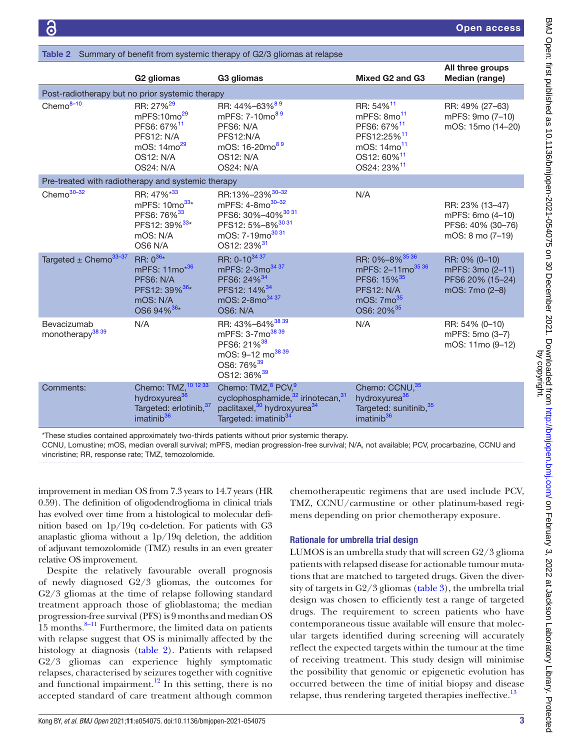**Table 2** Summary of benefit from systemic therapy of G2/3 gliomas at relapse

| | G2 gliomas | G3 gliomas | Mixed G2 and G3 | All three groups Median (range) |
|---|---|---|---|---|
| **Post-radiotherapy but no prior systemic therapy** | | | | |
| Chemo[8–10] | RR: 27%[29]<br>mPFS:10mo[29]<br>PFS6: 67%[11]<br>PFS12: N/A<br>mOS: 14mo[29]<br>OS12: N/A<br>OS24: N/A | RR: 44%–63%[8 9]<br>mPFS: 7-10mo[8 9]<br>PFS6: N/A<br>PFS12:N/A<br>mOS: 16-20mo[8 9]<br>OS12: N/A<br>OS24: N/A | RR: 54%[11]<br>mPFS: 8mo[11]<br>PFS6: 67%[11]<br>PFS12:25%[11]<br>mOS: 14mo[11]<br>OS12: 60%[11]<br>OS24: 23%[11] | RR: 49% (27–63)<br>mPFS: 9mo (7–10)<br>mOS: 15mo (14–20) |
| **Pre-treated with radiotherapy and systemic therapy** | | | | |
| Chemo[30–32] | RR: 47%*[33]<br>mPFS: 10mo[33]*<br>PFS6: 76%[33]<br>PFS12: 39%[33]*<br>mOS: N/A<br>OS6 N/A | RR:13%–23%[30–32]<br>mPFS: 4-8mo[30–32]<br>PFS6: 30%–40%[30 31]<br>PFS12: 5%–8%[30 31]<br>mOS: 7-19mo[30 31]<br>OS12: 23%[31] | N/A | RR: 23% (13–47)<br>mPFS: 6mo (4–10)<br>PFS6: 40% (30–76)<br>mOS: 8 mo (7–19) |
| Targeted ± Chemo[33–37] | RR: 0[36]*<br>mPFS: 11mo*[36]<br>PFS6: N/A<br>PFS12: 39%[36]*<br>mOS: N/A<br>OS6 94%[36]* | RR: 0-10[34 37]<br>mPFS: 2-3mo[34 37]<br>PFS6: 24%[34]<br>PFS12: 14%[34]<br>mOS: 2-8mo[34 37]<br>OS6: N/A | RR: 0%–8%[35 36]<br>mPFS: 2–11mo[35 36]<br>PFS6: 15%[35]<br>PFS12: N/A<br>mOS: 7mo[35]<br>OS6: 20%[35] | RR: 0% (0–10)<br>mPFS: 3mo (2–11)<br>PFS6 20% (15–24)<br>mOS: 7mo (2–8) |
| Bevacizumab monotherapy[38 39] | N/A | RR: 43%–64%[38 39]<br>mPFS: 3-7mo[38 39]<br>PFS6: 21%[38]<br>mOS: 9–12 mo[38 39]<br>OS6: 76%[39]<br>OS12: 36%[39] | N/A | RR: 54% (0–10)<br>mPFS: 5mo (3–7)<br>mOS: 11mo (9–12) |
| Comments: | Chemo: TMZ,[10 12 33] hydroxyurea[36]<br>Targeted: erlotinib,[37] imatinib[36] | Chemo: TMZ,[8] PCV,[9] cyclophosphamide,[32] irinotecan,[31] paclitaxel,[30] hydroxyurea[34]<br>Targeted: imatinib[34] | Chemo: CCNU,[35] hydroxyurea[36]<br>Targeted: sunitinib,[35] imatinib[36] | |

*These studies contained approximately two-thirds patients without prior systemic therapy.

CCNU, Lomustine; mOS, median overall survival; mPFS, median progression-free survival; N/A, not available; PCV, procarbazine, CCNU and vincristine; RR, response rate; TMZ, temozolomide.

improvement in median OS from 7.3 years to 14.7 years (HR 0.59). The definition of oligodendroglioma in clinical trials has evolved over time from a histological to molecular definition based on 1p/19q co-deletion. For patients with G3 anaplastic glioma without a 1p/19q deletion, the addition of adjuvant temozolomide (TMZ) results in an even greater relative OS improvement.

Despite the relatively favourable overall prognosis of newly diagnosed G2/3 gliomas, the outcomes for G2/3 gliomas at the time of relapse following standard treatment approach those of glioblastoma; the median progression-free survival (PFS) is 9 months and median OS 15 months.[8–11] Furthermore, the limited data on patients with relapse suggest that OS is minimally affected by the histology at diagnosis (table 2). Patients with relapsed G2/3 gliomas can experience highly symptomatic relapses, characterised by seizures together with cognitive and functional impairment.[12] In this setting, there is no accepted standard of care treatment although common chemotherapeutic regimens that are used include PCV, TMZ, CCNU/carmustine or other platinum-based regimens depending on prior chemotherapy exposure.

### Rationale for umbrella trial design

LUMOS is an umbrella study that will screen G2/3 glioma patients with relapsed disease for actionable tumour mutations that are matched to targeted drugs. Given the diversity of targets in G2/3 gliomas (table 3), the umbrella trial design was chosen to efficiently test a range of targeted drugs. The requirement to screen patients who have contemporaneous tissue available will ensure that molecular targets identified during screening will accurately reflect the expected targets within the tumour at the time of receiving treatment. This study design will minimise the possibility that genomic or epigenetic evolution has occurred between the time of initial biopsy and disease relapse, thus rendering targeted therapies ineffective.[13]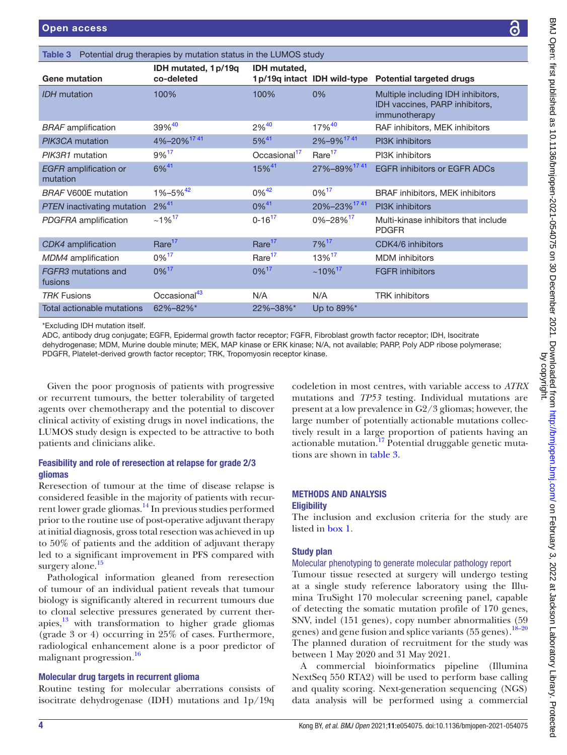Table 3 Potential drug therapies by mutation status in the LUMOS study

| Gene mutation | IDH mutated, 1p/19q co-deleted | IDH mutated, 1p/19q intact | IDH wild-type | Potential targeted drugs |
|---|---|---|---|---|
| *IDH* mutation | 100% | 100% | 0% | Multiple including IDH inhibitors, IDH vaccines, PARP inhibitors, immunotherapy |
| *BRAF* amplification | 39%[40] | 2%[40] | 17%[40] | RAF inhibitors, MEK inhibitors |
| *PIK3CA* mutation | 4%–20%[17,41] | 5%[41] | 2%–9%[17,41] | PI3K inhibitors |
| *PIK3R1* mutation | 9%[17] | Occasional[17] | Rare[17] | PI3K inhibitors |
| *EGFR* amplification or mutation | 6%[41] | 15%[41] | 27%–89%[17,41] | EGFR inhibitors or EGFR ADCs |
| *BRAF* V600E mutation | 1%–5%[42] | 0%[42] | 0%[17] | BRAF inhibitors, MEK inhibitors |
| *PTEN* inactivating mutation | 2%[41] | 0%[41] | 20%–23%[17,41] | PI3K inhibitors |
| *PDGFRA* amplification | ~1%[17] | 0-16[17] | 0%–28%[17] | Multi-kinase inhibitors that include PDGFR |
| *CDK4* amplification | Rare[17] | Rare[17] | 7%[17] | CDK4/6 inhibitors |
| *MDM4* amplification | 0%[17] | Rare[17] | 13%[17] | MDM inhibitors |
| *FGFR3* mutations and fusions | 0%[17] | 0%[17] | ~10%[17] | FGFR inhibitors |
| *TRK* Fusions | Occasional[43] | N/A | N/A | TRK inhibitors |
| Total actionable mutations | 62%–82%* | 22%–38%* | Up to 89%* | |

*Excluding IDH mutation itself.

ADC, antibody drug conjugate; EGFR, Epidermal growth factor receptor; FGFR, Fibroblast growth factor receptor; IDH, Isocitrate dehydrogenase; MDM, Murine double minute; MEK, MAP kinase or ERK kinase; N/A, not available; PARP, Poly ADP ribose polymerase; PDGFR, Platelet-derived growth factor receptor; TRK, Tropomyosin receptor kinase.

Given the poor prognosis of patients with progressive or recurrent tumours, the better tolerability of targeted agents over chemotherapy and the potential to discover clinical activity of existing drugs in novel indications, the LUMOS study design is expected to be attractive to both patients and clinicians alike.

### Feasibility and role of reresection at relapse for grade 2/3 gliomas

Reresection of tumour at the time of disease relapse is considered feasible in the majority of patients with recurrent lower grade gliomas.[14] In previous studies performed prior to the routine use of post-operative adjuvant therapy at initial diagnosis, gross total resection was achieved in up to 50% of patients and the addition of adjuvant therapy led to a significant improvement in PFS compared with surgery alone.[15]

Pathological information gleaned from reresection of tumour of an individual patient reveals that tumour biology is significantly altered in recurrent tumours due to clonal selective pressures generated by current therapies,[13] with transformation to higher grade gliomas (grade 3 or 4) occurring in 25% of cases. Furthermore, radiological enhancement alone is a poor predictor of malignant progression.[16]

### Molecular drug targets in recurrent glioma

Routine testing for molecular aberrations consists of isocitrate dehydrogenase (IDH) mutations and 1p/19q codeletion in most centres, with variable access to *ATRX* mutations and *TP53* testing. Individual mutations are present at a low prevalence in G2/3 gliomas; however, the large number of potentially actionable mutations collectively result in a large proportion of patients having an actionable mutation.[17] Potential druggable genetic mutations are shown in table 3.

## METHODS AND ANALYSIS

### Eligibility

The inclusion and exclusion criteria for the study are listed in box 1.

### Study plan

#### Molecular phenotyping to generate molecular pathology report

Tumour tissue resected at surgery will undergo testing at a single study reference laboratory using the Illumina TruSight 170 molecular screening panel, capable of detecting the somatic mutation profile of 170 genes, SNV, indel (151 genes), copy number abnormalities (59 genes) and gene fusion and splice variants (55 genes).[18–20] The planned duration of recruitment for the study was between 1 May 2020 and 31 May 2021.

A commercial bioinformatics pipeline (Illumina NextSeq 550 RTA2) will be used to perform base calling and quality scoring. Next-generation sequencing (NGS) data analysis will be performed using a commercial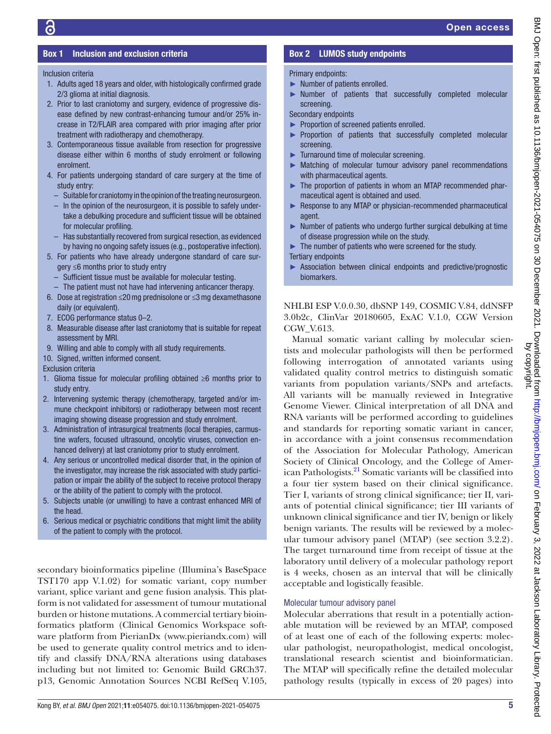**Box 1 Inclusion and exclusion criteria**

Inclusion criteria

1. Adults aged 18 years and older, with histologically confirmed grade 2/3 glioma at initial diagnosis.
2. Prior to last craniotomy and surgery, evidence of progressive disease defined by new contrast-enhancing tumour and/or 25% increase in T2/FLAIR area compared with prior imaging after prior treatment with radiotherapy and chemotherapy.
3. Contemporaneous tissue available from resection for progressive disease either within 6 months of study enrolment or following enrolment.
4. For patients undergoing standard of care surgery at the time of study entry:
   - Suitable for craniotomy in the opinion of the treating neurosurgeon.
   - In the opinion of the neurosurgeon, it is possible to safely undertake a debulking procedure and sufficient tissue will be obtained for molecular profiling.
   - Has substantially recovered from surgical resection, as evidenced by having no ongoing safety issues (e.g., postoperative infection).
5. For patients who have already undergone standard of care surgery ≤6 months prior to study entry
   - Sufficient tissue must be available for molecular testing.
   - The patient must not have had intervening anticancer therapy.
6. Dose at registration ≤20 mg prednisolone or ≤3 mg dexamethasone daily (or equivalent).
7. ECOG performance status 0–2.
8. Measurable disease after last craniotomy that is suitable for repeat assessment by MRI.
9. Willing and able to comply with all study requirements.
10. Signed, written informed consent.

Exclusion criteria

1. Glioma tissue for molecular profiling obtained ≥6 months prior to study entry.
2. Intervening systemic therapy (chemotherapy, targeted and/or immune checkpoint inhibitors) or radiotherapy between most recent imaging showing disease progression and study enrolment.
3. Administration of intrasurgical treatments (local therapies, carmustine wafers, focused ultrasound, oncolytic viruses, convection enhanced delivery) at last craniotomy prior to study enrolment.
4. Any serious or uncontrolled medical disorder that, in the opinion of the investigator, may increase the risk associated with study participation or impair the ability of the subject to receive protocol therapy or the ability of the patient to comply with the protocol.
5. Subjects unable (or unwilling) to have a contrast enhanced MRI of the head.
6. Serious medical or psychiatric conditions that might limit the ability of the patient to comply with the protocol.

secondary bioinformatics pipeline (Illumina's BaseSpace TST170 app V.1.02) for somatic variant, copy number variant, splice variant and gene fusion analysis. This platform is not validated for assessment of tumour mutational burden or histone mutations. A commercial tertiary bioinformatics platform (Clinical Genomics Workspace software platform from PierianDx (www.pieriandx.com) will be used to generate quality control metrics and to identify and classify DNA/RNA alterations using databases including but not limited to: Genomic Build GRCh37.p13, Genomic Annotation Sources NCBI RefSeq V.105, NHLBI ESP V.0.0.30, dbSNP 149, COSMIC V.84, ddNSFP 3.0b2c, ClinVar 20180605, ExAC V.1.0, CGW Version CGW_V.613.

**Box 2 LUMOS study endpoints**

Primary endpoints:

- Number of patients enrolled.
- Number of patients that successfully completed molecular screening.

Secondary endpoints

- Proportion of screened patients enrolled.
- Proportion of patients that successfully completed molecular screening.
- Turnaround time of molecular screening.
- Matching of molecular tumour advisory panel recommendations with pharmaceutical agents.
- The proportion of patients in whom an MTAP recommended pharmaceutical agent is obtained and used.
- Response to any MTAP or physician-recommended pharmaceutical agent.
- Number of patients who undergo further surgical debulking at time of disease progression while on the study.
- The number of patients who were screened for the study.

Tertiary endpoints

- Association between clinical endpoints and predictive/prognostic biomarkers.

Manual somatic variant calling by molecular scientists and molecular pathologists will then be performed following interrogation of annotated variants using validated quality control metrics to distinguish somatic variants from population variants/SNPs and artefacts. All variants will be manually reviewed in Integrative Genome Viewer. Clinical interpretation of all DNA and RNA variants will be performed according to guidelines and standards for reporting somatic variant in cancer, in accordance with a joint consensus recommendation of the Association for Molecular Pathology, American Society of Clinical Oncology, and the College of American Pathologists.[21] Somatic variants will be classified into a four tier system based on their clinical significance. Tier I, variants of strong clinical significance; tier II, variants of potential clinical significance; tier III variants of unknown clinical significance and tier IV, benign or likely benign variants. The results will be reviewed by a molecular tumour advisory panel (MTAP) (see section 3.2.2). The target turnaround time from receipt of tissue at the laboratory until delivery of a molecular pathology report is 4 weeks, chosen as an interval that will be clinically acceptable and logistically feasible.

### Molecular tumour advisory panel

Molecular aberrations that result in a potentially actionable mutation will be reviewed by an MTAP, composed of at least one of each of the following experts: molecular pathologist, neuropathologist, medical oncologist, translational research scientist and bioinformatician. The MTAP will specifically refine the detailed molecular pathology results (typically in excess of 20 pages) into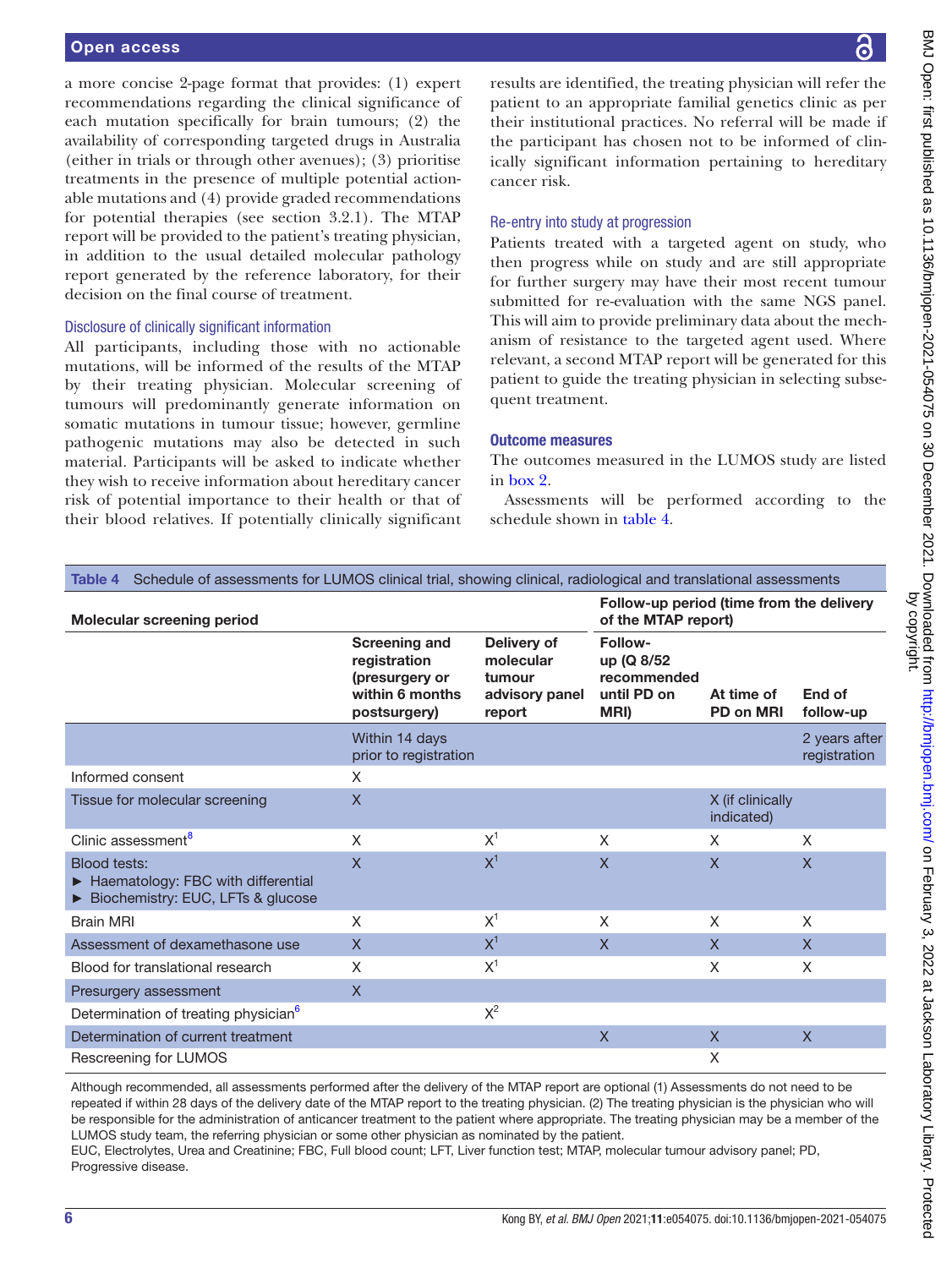a more concise 2-page format that provides: (1) expert recommendations regarding the clinical significance of each mutation specifically for brain tumours; (2) the availability of corresponding targeted drugs in Australia (either in trials or through other avenues); (3) prioritise treatments in the presence of multiple potential actionable mutations and (4) provide graded recommendations for potential therapies (see section 3.2.1). The MTAP report will be provided to the patient's treating physician, in addition to the usual detailed molecular pathology report generated by the reference laboratory, for their decision on the final course of treatment.

### Disclosure of clinically significant information

All participants, including those with no actionable mutations, will be informed of the results of the MTAP by their treating physician. Molecular screening of tumours will predominantly generate information on somatic mutations in tumour tissue; however, germline pathogenic mutations may also be detected in such material. Participants will be asked to indicate whether they wish to receive information about hereditary cancer risk of potential importance to their health or that of their blood relatives. If potentially clinically significant results are identified, the treating physician will refer the patient to an appropriate familial genetics clinic as per their institutional practices. No referral will be made if the participant has chosen not to be informed of clinically significant information pertaining to hereditary cancer risk.

### Re-entry into study at progression

Patients treated with a targeted agent on study, who then progress while on study and are still appropriate for further surgery may have their most recent tumour submitted for re-evaluation with the same NGS panel. This will aim to provide preliminary data about the mechanism of resistance to the targeted agent used. Where relevant, a second MTAP report will be generated for this patient to guide the treating physician in selecting subsequent treatment.

## Outcome measures

The outcomes measured in the LUMOS study are listed in box 2.

Assessments will be performed according to the schedule shown in table 4.

**Table 4** Schedule of assessments for LUMOS clinical trial, showing clinical, radiological and translational assessments

| Molecular screening period | | | Follow-up period (time from the delivery of the MTAP report) | | |
|---|---|---|---|---|---|
| | **Screening and registration (presurgery or within 6 months postsurgery)** | **Delivery of molecular tumour advisory panel report** | **Follow-up (Q 8/52 recommended until PD on MRI)** | **At time of PD on MRI** | **End of follow-up** |
| | Within 14 days prior to registration | | | | 2 years after registration |
| Informed consent | X | | | | |
| Tissue for molecular screening | X | | | X (if clinically indicated) | |
| Clinic assessment[8] | X | X[1] | X | X | X |
| Blood tests:<br>► Haematology: FBC with differential<br>► Biochemistry: EUC, LFTs & glucose | X | X[1] | X | X | X |
| Brain MRI | X | X[1] | X | X | X |
| Assessment of dexamethasone use | X | X[1] | X | X | X |
| Blood for translational research | X | X[1] | | X | X |
| Presurgery assessment | X | | | | |
| Determination of treating physician[6] | | X[2] | | | |
| Determination of current treatment | | | X | X | X |
| Rescreening for LUMOS | | | | X | |

Although recommended, all assessments performed after the delivery of the MTAP report are optional (1) Assessments do not need to be repeated if within 28 days of the delivery date of the MTAP report to the treating physician. (2) The treating physician is the physician who will be responsible for the administration of anticancer treatment to the patient where appropriate. The treating physician may be a member of the LUMOS study team, the referring physician or some other physician as nominated by the patient.

EUC, Electrolytes, Urea and Creatinine; FBC, Full blood count; LFT, Liver function test; MTAP, molecular tumour advisory panel; PD, Progressive disease.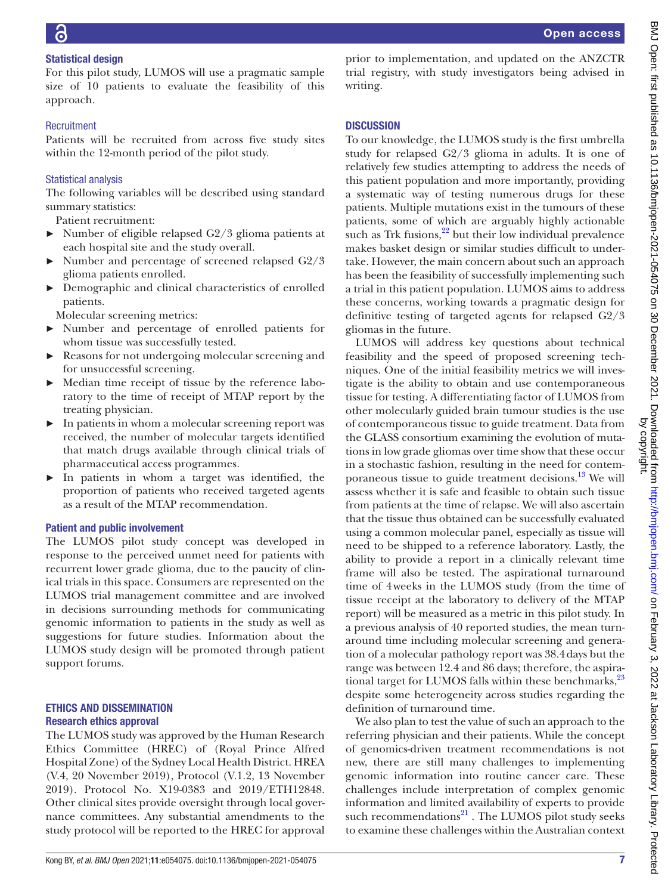### Statistical design

For this pilot study, LUMOS will use a pragmatic sample size of 10 patients to evaluate the feasibility of this approach.

#### Recruitment

Patients will be recruited from across five study sites within the 12-month period of the pilot study.

#### Statistical analysis

The following variables will be described using standard summary statistics:

Patient recruitment:

- Number of eligible relapsed G2/3 glioma patients at each hospital site and the study overall.
- Number and percentage of screened relapsed G2/3 glioma patients enrolled.
- Demographic and clinical characteristics of enrolled patients.

Molecular screening metrics:

- Number and percentage of enrolled patients for whom tissue was successfully tested.
- Reasons for not undergoing molecular screening and for unsuccessful screening.
- Median time receipt of tissue by the reference laboratory to the time of receipt of MTAP report by the treating physician.
- In patients in whom a molecular screening report was received, the number of molecular targets identified that match drugs available through clinical trials of pharmaceutical access programmes.
- In patients in whom a target was identified, the proportion of patients who received targeted agents as a result of the MTAP recommendation.

### Patient and public involvement

The LUMOS pilot study concept was developed in response to the perceived unmet need for patients with recurrent lower grade glioma, due to the paucity of clinical trials in this space. Consumers are represented on the LUMOS trial management committee and are involved in decisions surrounding methods for communicating genomic information to patients in the study as well as suggestions for future studies. Information about the LUMOS study design will be promoted through patient support forums.

## ETHICS AND DISSEMINATION

### Research ethics approval

The LUMOS study was approved by the Human Research Ethics Committee (HREC) of (Royal Prince Alfred Hospital Zone) of the Sydney Local Health District. HREA (V.4, 20 November 2019), Protocol (V.1.2, 13 November 2019). Protocol No. X19-0383 and 2019/ETH12848. Other clinical sites provide oversight through local governance committees. Any substantial amendments to the study protocol will be reported to the HREC for approval prior to implementation, and updated on the ANZCTR trial registry, with study investigators being advised in writing.

## DISCUSSION

To our knowledge, the LUMOS study is the first umbrella study for relapsed G2/3 glioma in adults. It is one of relatively few studies attempting to address the needs of this patient population and more importantly, providing a systematic way of testing numerous drugs for these patients. Multiple mutations exist in the tumours of these patients, some of which are arguably highly actionable such as Trk fusions,[22] but their low individual prevalence makes basket design or similar studies difficult to undertake. However, the main concern about such an approach has been the feasibility of successfully implementing such a trial in this patient population. LUMOS aims to address these concerns, working towards a pragmatic design for definitive testing of targeted agents for relapsed G2/3 gliomas in the future.

LUMOS will address key questions about technical feasibility and the speed of proposed screening techniques. One of the initial feasibility metrics we will investigate is the ability to obtain and use contemporaneous tissue for testing. A differentiating factor of LUMOS from other molecularly guided brain tumour studies is the use of contemporaneous tissue to guide treatment. Data from the GLASS consortium examining the evolution of mutations in low grade gliomas over time show that these occur in a stochastic fashion, resulting in the need for contemporaneous tissue to guide treatment decisions.[13] We will assess whether it is safe and feasible to obtain such tissue from patients at the time of relapse. We will also ascertain that the tissue thus obtained can be successfully evaluated using a common molecular panel, especially as tissue will need to be shipped to a reference laboratory. Lastly, the ability to provide a report in a clinically relevant time frame will also be tested. The aspirational turnaround time of 4 weeks in the LUMOS study (from the time of tissue receipt at the laboratory to delivery of the MTAP report) will be measured as a metric in this pilot study. In a previous analysis of 40 reported studies, the mean turnaround time including molecular screening and generation of a molecular pathology report was 38.4 days but the range was between 12.4 and 86 days; therefore, the aspirational target for LUMOS falls within these benchmarks,[23] despite some heterogeneity across studies regarding the definition of turnaround time.

We also plan to test the value of such an approach to the referring physician and their patients. While the concept of genomics-driven treatment recommendations is not new, there are still many challenges to implementing genomic information into routine cancer care. These challenges include interpretation of complex genomic information and limited availability of experts to provide such recommendations[21]. The LUMOS pilot study seeks to examine these challenges within the Australian context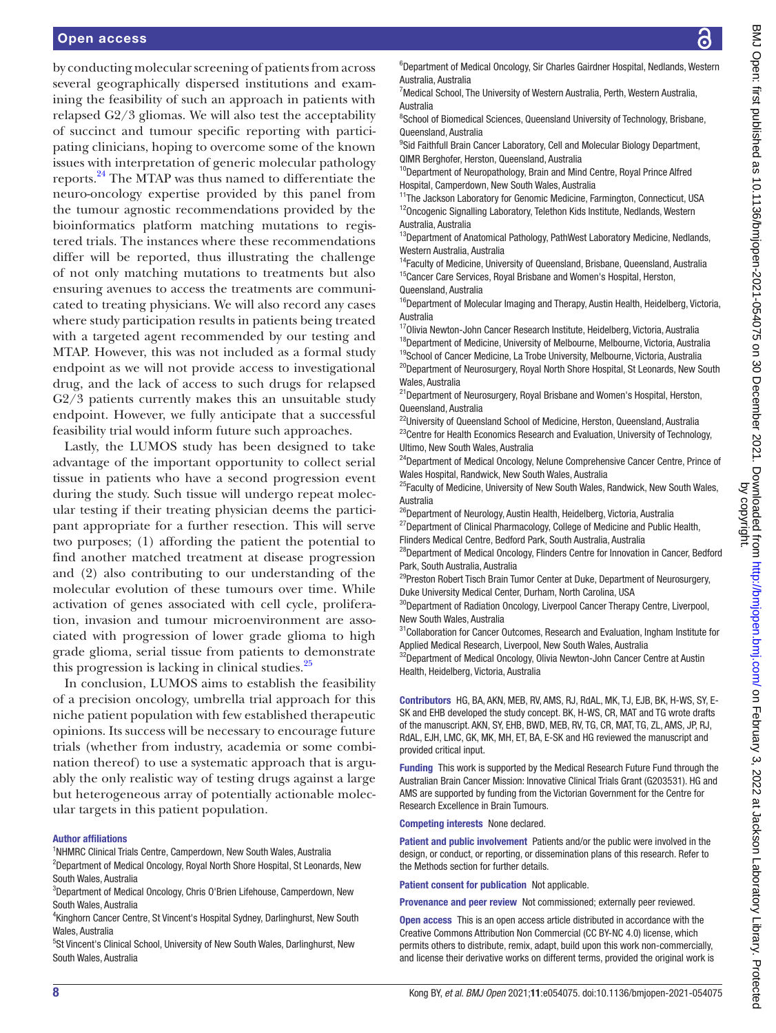by conducting molecular screening of patients from across several geographically dispersed institutions and examining the feasibility of such an approach in patients with relapsed G2/3 gliomas. We will also test the acceptability of succinct and tumour specific reporting with participating clinicians, hoping to overcome some of the known issues with interpretation of generic molecular pathology reports.[24] The MTAP was thus named to differentiate the neuro-oncology expertise provided by this panel from the tumour agnostic recommendations provided by the bioinformatics platform matching mutations to registered trials. The instances where these recommendations differ will be reported, thus illustrating the challenge of not only matching mutations to treatments but also ensuring avenues to access the treatments are communicated to treating physicians. We will also record any cases where study participation results in patients being treated with a targeted agent recommended by our testing and MTAP. However, this was not included as a formal study endpoint as we will not provide access to investigational drug, and the lack of access to such drugs for relapsed G2/3 patients currently makes this an unsuitable study endpoint. However, we fully anticipate that a successful feasibility trial would inform future such approaches.

Lastly, the LUMOS study has been designed to take advantage of the important opportunity to collect serial tissue in patients who have a second progression event during the study. Such tissue will undergo repeat molecular testing if their treating physician deems the participant appropriate for a further resection. This will serve two purposes; (1) affording the patient the potential to find another matched treatment at disease progression and (2) also contributing to our understanding of the molecular evolution of these tumours over time. While activation of genes associated with cell cycle, proliferation, invasion and tumour microenvironment are associated with progression of lower grade glioma to high grade glioma, serial tissue from patients to demonstrate this progression is lacking in clinical studies.[25]

In conclusion, LUMOS aims to establish the feasibility of a precision oncology, umbrella trial approach for this niche patient population with few established therapeutic opinions. Its success will be necessary to encourage future trials (whether from industry, academia or some combination thereof) to use a systematic approach that is arguably the only realistic way of testing drugs against a large but heterogeneous array of potentially actionable molecular targets in this patient population.

**Author affiliations**

[1]NHMRC Clinical Trials Centre, Camperdown, New South Wales, Australia
[2]Department of Medical Oncology, Royal North Shore Hospital, St Leonards, New South Wales, Australia
[3]Department of Medical Oncology, Chris O'Brien Lifehouse, Camperdown, New South Wales, Australia
[4]Kinghorn Cancer Centre, St Vincent's Hospital Sydney, Darlinghurst, New South Wales, Australia
[5]St Vincent's Clinical School, University of New South Wales, Darlinghurst, New South Wales, Australia
[6]Department of Medical Oncology, Sir Charles Gairdner Hospital, Nedlands, Western Australia, Australia
[7]Medical School, The University of Western Australia, Perth, Western Australia, Australia
[8]School of Biomedical Sciences, Queensland University of Technology, Brisbane, Queensland, Australia
[9]Sid Faithfull Brain Cancer Laboratory, Cell and Molecular Biology Department, QIMR Berghofer, Herston, Queensland, Australia
[10]Department of Neuropathology, Brain and Mind Centre, Royal Prince Alfred Hospital, Camperdown, New South Wales, Australia
[11]The Jackson Laboratory for Genomic Medicine, Farmington, Connecticut, USA
[12]Oncogenic Signalling Laboratory, Telethon Kids Institute, Nedlands, Western Australia, Australia
[13]Department of Anatomical Pathology, PathWest Laboratory Medicine, Nedlands, Western Australia, Australia
[14]Faculty of Medicine, University of Queensland, Brisbane, Queensland, Australia
[15]Cancer Care Services, Royal Brisbane and Women's Hospital, Herston, Queensland, Australia
[16]Department of Molecular Imaging and Therapy, Austin Health, Heidelberg, Victoria, Australia
[17]Olivia Newton-John Cancer Research Institute, Heidelberg, Victoria, Australia
[18]Department of Medicine, University of Melbourne, Melbourne, Victoria, Australia
[19]School of Cancer Medicine, La Trobe University, Melbourne, Victoria, Australia
[20]Department of Neurosurgery, Royal North Shore Hospital, St Leonards, New South Wales, Australia
[21]Department of Neurosurgery, Royal Brisbane and Women's Hospital, Herston, Queensland, Australia
[22]University of Queensland School of Medicine, Herston, Queensland, Australia
[23]Centre for Health Economics Research and Evaluation, University of Technology, Ultimo, New South Wales, Australia
[24]Department of Medical Oncology, Nelune Comprehensive Cancer Centre, Prince of Wales Hospital, Randwick, New South Wales, Australia
[25]Faculty of Medicine, University of New South Wales, Randwick, New South Wales, Australia
[26]Department of Neurology, Austin Health, Heidelberg, Victoria, Australia
[27]Department of Clinical Pharmacology, College of Medicine and Public Health, Flinders Medical Centre, Bedford Park, South Australia, Australia
[28]Department of Medical Oncology, Flinders Centre for Innovation in Cancer, Bedford Park, South Australia, Australia
[29]Preston Robert Tisch Brain Tumor Center at Duke, Department of Neurosurgery, Duke University Medical Center, Durham, North Carolina, USA
[30]Department of Radiation Oncology, Liverpool Cancer Therapy Centre, Liverpool, New South Wales, Australia
[31]Collaboration for Cancer Outcomes, Research and Evaluation, Ingham Institute for Applied Medical Research, Liverpool, New South Wales, Australia
[32]Department of Medical Oncology, Olivia Newton-John Cancer Centre at Austin Health, Heidelberg, Victoria, Australia

**Contributors** HG, BA, AKN, MEB, RV, AMS, RJ, RdAL, MK, TJ, EJB, BK, H-WS, SY, E-SK and EHB developed the study concept. BK, H-WS, CR, MAT and TG wrote drafts of the manuscript. AKN, SY, EHB, BWD, MEB, RV, TG, CR, MAT, TG, ZL, AMS, JP, RJ, RdAL, EJH, LMC, GK, MK, MH, ET, BA, E-SK and HG reviewed the manuscript and provided critical input.

**Funding** This work is supported by the Medical Research Future Fund through the Australian Brain Cancer Mission: Innovative Clinical Trials Grant (G203531). HG and AMS are supported by funding from the Victorian Government for the Centre for Research Excellence in Brain Tumours.

**Competing interests** None declared.

**Patient and public involvement** Patients and/or the public were involved in the design, or conduct, or reporting, or dissemination plans of this research. Refer to the Methods section for further details.

**Patient consent for publication** Not applicable.

**Provenance and peer review** Not commissioned; externally peer reviewed.

**Open access** This is an open access article distributed in accordance with the Creative Commons Attribution Non Commercial (CC BY-NC 4.0) license, which permits others to distribute, remix, adapt, build upon this work non-commercially, and license their derivative works on different terms, provided the original work is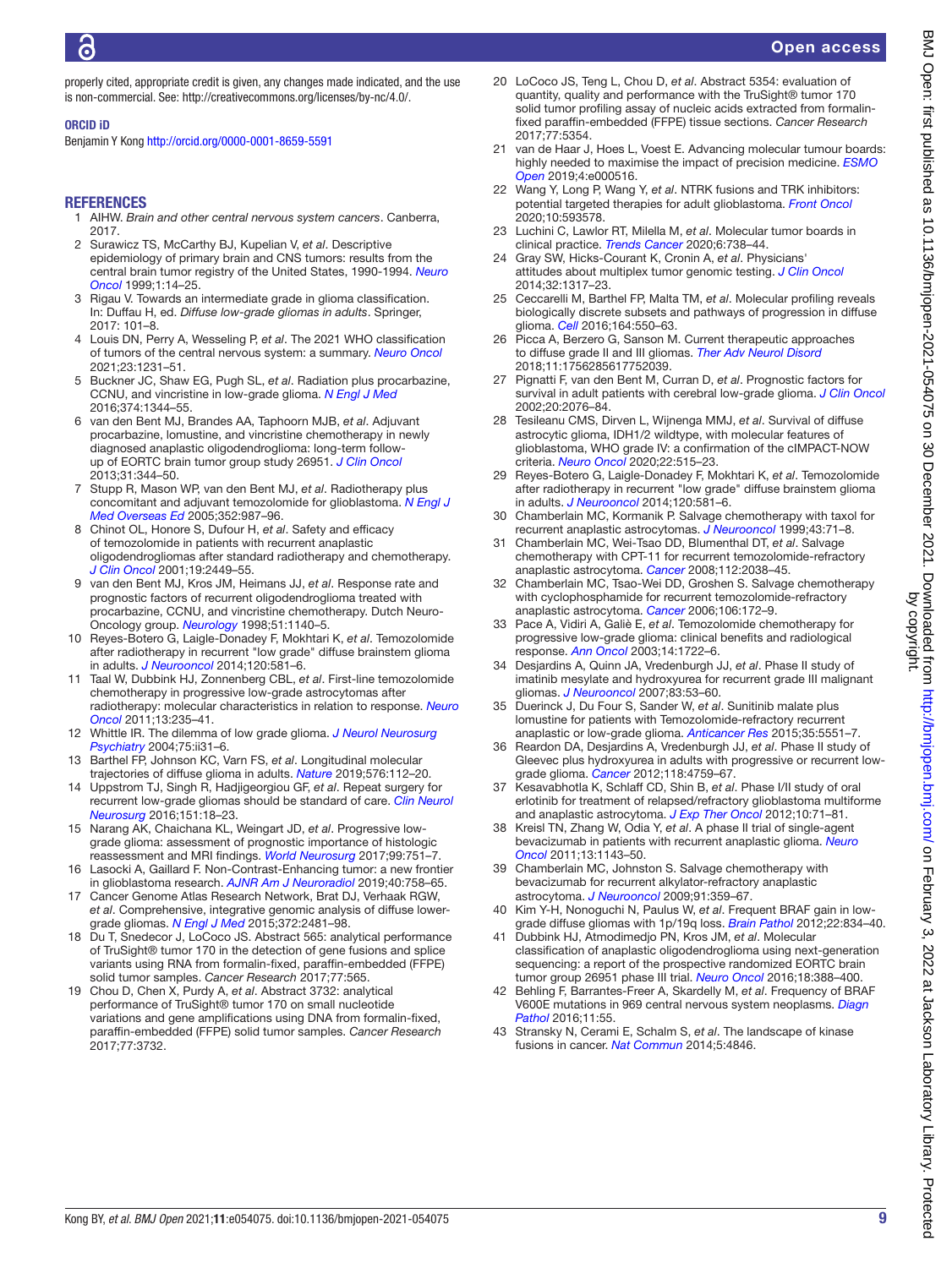properly cited, appropriate credit is given, any changes made indicated, and the use is non-commercial. See: http://creativecommons.org/licenses/by-nc/4.0/.

### ORCID iD

Benjamin Y Kong http://orcid.org/0000-0001-8659-5591

## REFERENCES

1. AIHW. *Brain and other central nervous system cancers*. Canberra, 2017.
2. Surawicz TS, McCarthy BJ, Kupelian V, *et al*. Descriptive epidemiology of primary brain and CNS tumors: results from the central brain tumor registry of the United States, 1990-1994. *Neuro Oncol* 1999;1:14–25.
3. Rigau V. Towards an intermediate grade in glioma classification. In: Duffau H, ed. *Diffuse low-grade gliomas in adults*. Springer, 2017: 101–8.
4. Louis DN, Perry A, Wesseling P, *et al*. The 2021 WHO classification of tumors of the central nervous system: a summary. *Neuro Oncol* 2021;23:1231–51.
5. Buckner JC, Shaw EG, Pugh SL, *et al*. Radiation plus procarbazine, CCNU, and vincristine in low-grade glioma. *N Engl J Med* 2016;374:1344–55.
6. van den Bent MJ, Brandes AA, Taphoorn MJB, *et al*. Adjuvant procarbazine, lomustine, and vincristine chemotherapy in newly diagnosed anaplastic oligodendroglioma: long-term follow-up of EORTC brain tumor group study 26951. *J Clin Oncol* 2013;31:344–50.
7. Stupp R, Mason WP, van den Bent MJ, *et al*. Radiotherapy plus concomitant and adjuvant temozolomide for glioblastoma. *N Engl J Med Overseas Ed* 2005;352:987–96.
8. Chinot OL, Honore S, Dufour H, *et al*. Safety and efficacy of temozolomide in patients with recurrent anaplastic oligodendrogliomas after standard radiotherapy and chemotherapy. *J Clin Oncol* 2001;19:2449–55.
9. van den Bent MJ, Kros JM, Heimans JJ, *et al*. Response rate and prognostic factors of recurrent oligodendroglioma treated with procarbazine, CCNU, and vincristine chemotherapy. Dutch Neuro-Oncology group. *Neurology* 1998;51:1140–5.
10. Reyes-Botero G, Laigle-Donadey F, Mokhtari K, *et al*. Temozolomide after radiotherapy in recurrent "low grade" diffuse brainstem glioma in adults. *J Neurooncol* 2014;120:581–6.
11. Taal W, Dubbink HJ, Zonnenberg CBL, *et al*. First-line temozolomide chemotherapy in progressive low-grade astrocytomas after radiotherapy: molecular characteristics in relation to response. *Neuro Oncol* 2011;13:235–41.
12. Whittle IR. The dilemma of low grade glioma. *J Neurol Neurosurg Psychiatry* 2004;75:ii31–6.
13. Barthel FP, Johnson KC, Varn FS, *et al*. Longitudinal molecular trajectories of diffuse glioma in adults. *Nature* 2019;576:112–20.
14. Uppstrom TJ, Singh R, Hadjigeorgiou GF, *et al*. Repeat surgery for recurrent low-grade gliomas should be standard of care. *Clin Neurol Neurosurg* 2016;151:18–23.
15. Narang AK, Chaichana KL, Weingart JD, *et al*. Progressive low-grade glioma: assessment of prognostic importance of histologic reassessment and MRI findings. *World Neurosurg* 2017;99:751–7.
16. Lasocki A, Gaillard F. Non-Contrast-Enhancing tumor: a new frontier in glioblastoma research. *AJNR Am J Neuroradiol* 2019;40:758–65.
17. Cancer Genome Atlas Research Network, Brat DJ, Verhaak RGW, *et al*. Comprehensive, integrative genomic analysis of diffuse lower-grade gliomas. *N Engl J Med* 2015;372:2481–98.
18. Du T, Snedecor J, LoCoco JS. Abstract 565: analytical performance of TruSight® tumor 170 in the detection of gene fusions and splice variants using RNA from formalin-fixed, paraffin-embedded (FFPE) solid tumor samples. *Cancer Research* 2017;77:565.
19. Chou D, Chen X, Purdy A, *et al*. Abstract 3732: analytical performance of TruSight® tumor 170 on small nucleotide variations and gene amplifications using DNA from formalin-fixed, paraffin-embedded (FFPE) solid tumor samples. *Cancer Research* 2017;77:3732.
20. LoCoco JS, Teng L, Chou D, *et al*. Abstract 5354: evaluation of quantity, quality and performance with the TruSight® tumor 170 solid tumor profiling assay of nucleic acids extracted from formalin-fixed paraffin-embedded (FFPE) tissue sections. *Cancer Research* 2017;77:5354.
21. van de Haar J, Hoes L, Voest E. Advancing molecular tumour boards: highly needed to maximise the impact of precision medicine. *ESMO Open* 2019;4:e000516.
22. Wang Y, Long P, Wang Y, *et al*. NTRK fusions and TRK inhibitors: potential targeted therapies for adult glioblastoma. *Front Oncol* 2020;10:593578.
23. Luchini C, Lawlor RT, Milella M, *et al*. Molecular tumor boards in clinical practice. *Trends Cancer* 2020;6:738–44.
24. Gray SW, Hicks-Courant K, Cronin A, *et al*. Physicians' attitudes about multiplex tumor genomic testing. *J Clin Oncol* 2014;32:1317–23.
25. Ceccarelli M, Barthel FP, Malta TM, *et al*. Molecular profiling reveals biologically discrete subsets and pathways of progression in diffuse glioma. *Cell* 2016;164:550–63.
26. Picca A, Berzero G, Sanson M. Current therapeutic approaches to diffuse grade II and III gliomas. *Ther Adv Neurol Disord* 2018;11:1756285617752039.
27. Pignatti F, van den Bent M, Curran D, *et al*. Prognostic factors for survival in adult patients with cerebral low-grade glioma. *J Clin Oncol* 2002;20:2076–84.
28. Tesileanu CMS, Dirven L, Wijnenga MMJ, *et al*. Survival of diffuse astrocytic glioma, IDH1/2 wildtype, with molecular features of glioblastoma, WHO grade IV: a confirmation of the cIMPACT-NOW criteria. *Neuro Oncol* 2020;22:515–23.
29. Reyes-Botero G, Laigle-Donadey F, Mokhtari K, *et al*. Temozolomide after radiotherapy in recurrent "low grade" diffuse brainstem glioma in adults. *J Neurooncol* 2014;120:581–6.
30. Chamberlain MC, Kormanik P. Salvage chemotherapy with taxol for recurrent anaplastic astrocytomas. *J Neurooncol* 1999;43:71–8.
31. Chamberlain MC, Wei-Tsao DD, Blumenthal DT, *et al*. Salvage chemotherapy with CPT-11 for recurrent temozolomide-refractory anaplastic astrocytoma. *Cancer* 2008;112:2038–45.
32. Chamberlain MC, Tsao-Wei DD, Groshen S. Salvage chemotherapy with cyclophosphamide for recurrent temozolomide-refractory anaplastic astrocytoma. *Cancer* 2006;106:172–9.
33. Pace A, Vidiri A, Galiè E, *et al*. Temozolomide chemotherapy for progressive low-grade glioma: clinical benefits and radiological response. *Ann Oncol* 2003;14:1722–6.
34. Desjardins A, Quinn JA, Vredenburgh JJ, *et al*. Phase II study of imatinib mesylate and hydroxyurea for recurrent grade III malignant gliomas. *J Neurooncol* 2007;83:53–60.
35. Duerinck J, Du Four S, Sander W, *et al*. Sunitinib malate plus lomustine for patients with Temozolomide-refractory recurrent anaplastic or low-grade glioma. *Anticancer Res* 2015;35:5551–7.
36. Reardon DA, Desjardins A, Vredenburgh JJ, *et al*. Phase II study of Gleevec plus hydroxyurea in adults with progressive or recurrent low-grade glioma. *Cancer* 2012;118:4759–67.
37. Kesavabhotla K, Schlaff CD, Shin B, *et al*. Phase I/II study of oral erlotinib for treatment of relapsed/refractory glioblastoma multiforme and anaplastic astrocytoma. *J Exp Ther Oncol* 2012;10:71–81.
38. Kreisl TN, Zhang W, Odia Y, *et al*. A phase II trial of single-agent bevacizumab in patients with recurrent anaplastic glioma. *Neuro Oncol* 2011;13:1143–50.
39. Chamberlain MC, Johnston S. Salvage chemotherapy with bevacizumab for recurrent alkylator-refractory anaplastic astrocytoma. *J Neurooncol* 2009;91:359–67.
40. Kim Y-H, Nonoguchi N, Paulus W, *et al*. Frequent BRAF gain in low-grade diffuse gliomas with 1p/19q loss. *Brain Pathol* 2012;22:834–40.
41. Dubbink HJ, Atmodimedjo PN, Kros JM, *et al*. Molecular classification of anaplastic oligodendroglioma using next-generation sequencing: a report of the prospective randomized EORTC brain tumor group 26951 phase III trial. *Neuro Oncol* 2016;18:388–400.
42. Behling F, Barrantes-Freer A, Skardelly M, *et al*. Frequency of BRAF V600E mutations in 969 central nervous system neoplasms. *Diagn Pathol* 2016;11:55.
43. Stransky N, Cerami E, Schalm S, *et al*. The landscape of kinase fusions in cancer. *Nat Commun* 2014;5:4846.